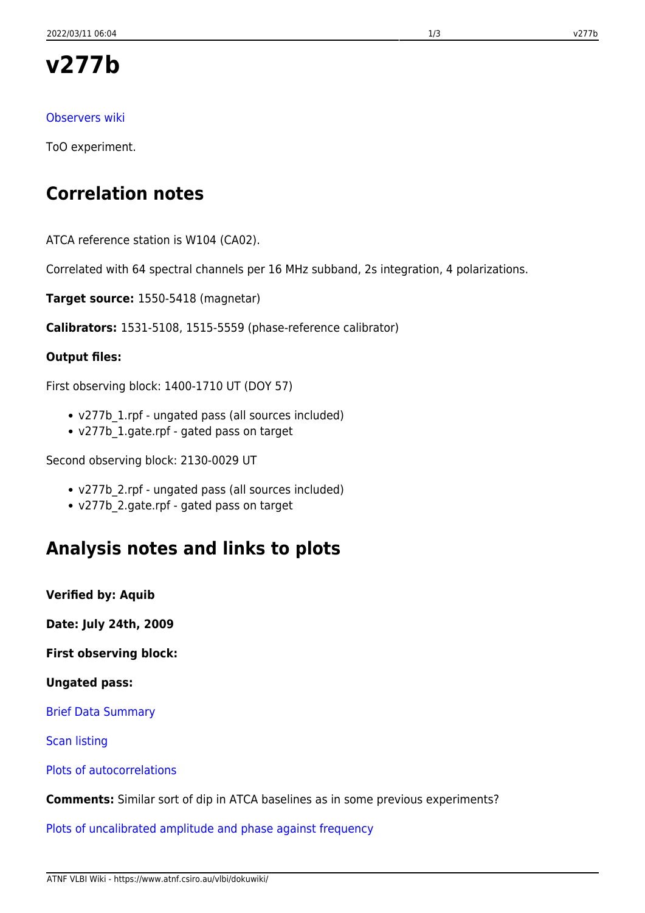# v277b

Observers wiki

ToO experiment.

## Correlation notes

ATCA reference station is W104 (CA02).

Correlated with 64 spectral channels per 16 MHz subband, 2s integration, 4 polarizations.

**Target source:** 1550-5418 (magnetar)

**Calibrators:** 1531-5108, 1515-5559 (phase-reference calibrator)

**Output files:**

First observing block: 1400-1710 UT (DOY 57)

- v277b_1.rpf - ungated pass (all sources included)
- v277b_1.gate.rpf - gated pass on target

Second observing block: 2130-0029 UT

- v277b_2.rpf - ungated pass (all sources included)
- v277b_2.gate.rpf - gated pass on target

## Analysis notes and links to plots

**Verified by: Aquib**

**Date: July 24th, 2009**

**First observing block:**

**Ungated pass:**

Brief Data Summary

Scan listing

Plots of autocorrelations

**Comments:** Similar sort of dip in ATCA baselines as in some previous experiments?

Plots of uncalibrated amplitude and phase against frequency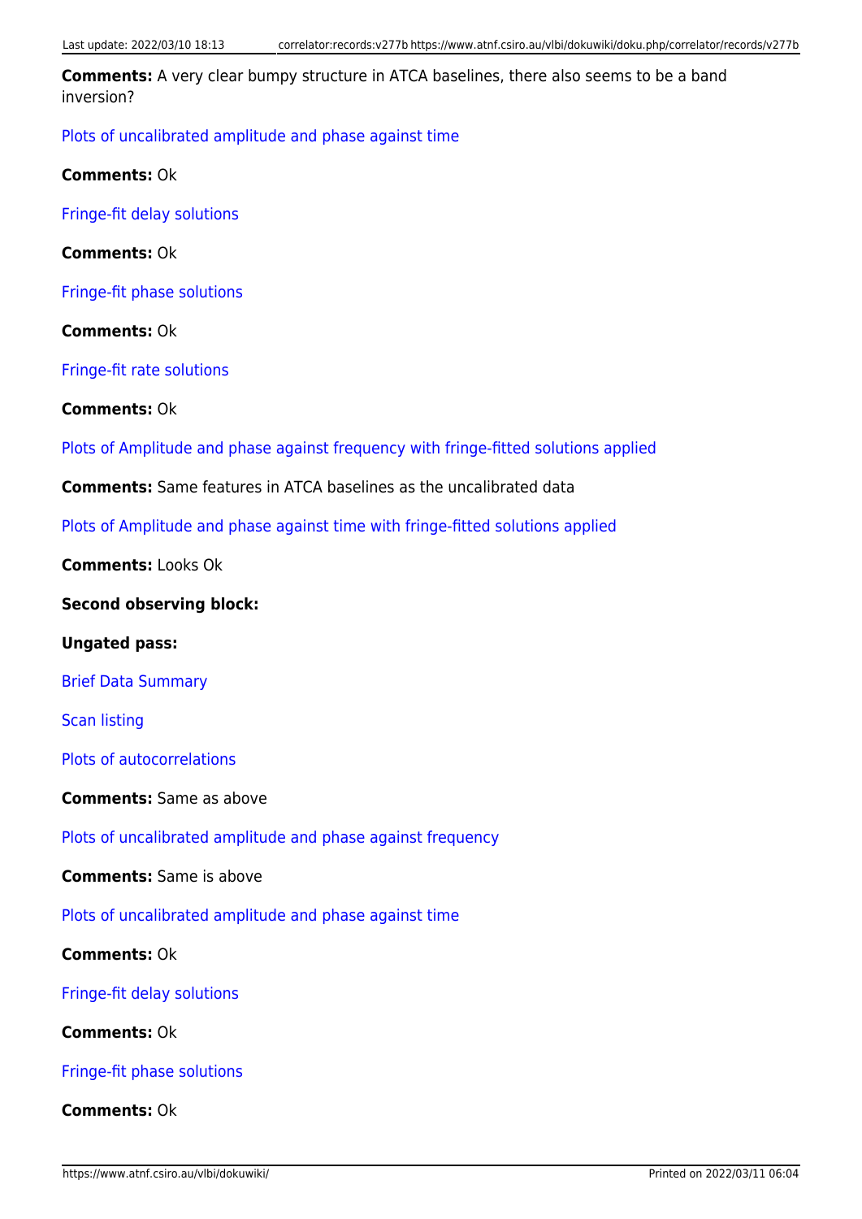**Comments:** A very clear bumpy structure in ATCA baselines, there also seems to be a band inversion?

Plots of uncalibrated amplitude and phase against time

**Comments:** Ok

Fringe-fit delay solutions

**Comments:** Ok

Fringe-fit phase solutions

**Comments:** Ok

Fringe-fit rate solutions

**Comments:** Ok

Plots of Amplitude and phase against frequency with fringe-fitted solutions applied

**Comments:** Same features in ATCA baselines as the uncalibrated data

Plots of Amplitude and phase against time with fringe-fitted solutions applied

**Comments:** Looks Ok

**Second observing block:**

**Ungated pass:**

Brief Data Summary

Scan listing

Plots of autocorrelations

**Comments:** Same as above

Plots of uncalibrated amplitude and phase against frequency

**Comments:** Same is above

Plots of uncalibrated amplitude and phase against time

**Comments:** Ok

Fringe-fit delay solutions

**Comments:** Ok

Fringe-fit phase solutions

**Comments:** Ok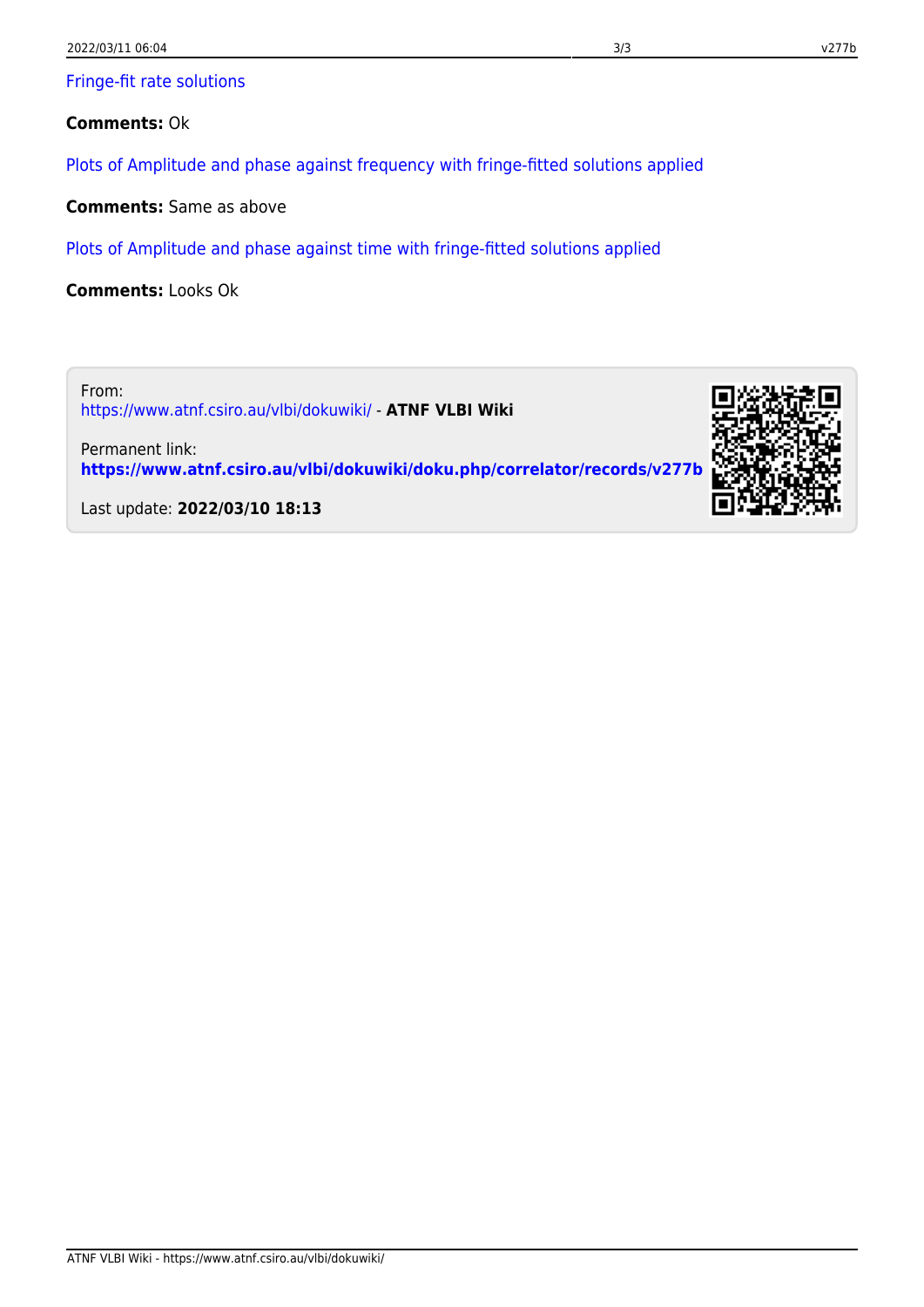Fringe-fit rate solutions

**Comments:** Ok

Plots of Amplitude and phase against frequency with fringe-fitted solutions applied

**Comments:** Same as above

Plots of Amplitude and phase against time with fringe-fitted solutions applied

**Comments:** Looks Ok

From:
https://www.atnf.csiro.au/vlbi/dokuwiki/ - **ATNF VLBI Wiki**

Permanent link:
**https://www.atnf.csiro.au/vlbi/dokuwiki/doku.php/correlator/records/v277b**

Last update: **2022/03/10 18:13**